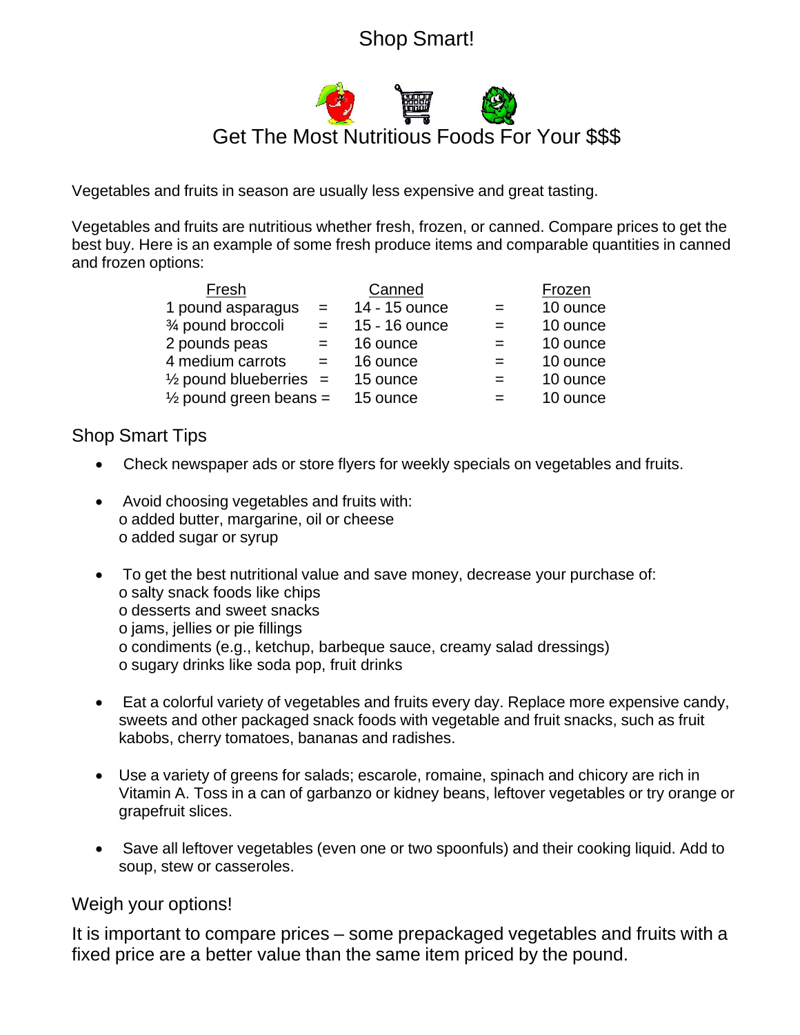# Shop Smart!

## Get The Most Nutritious Foods For Your $$$

Vegetables and fruits in season are usually less expensive and great tasting.

Vegetables and fruits are nutritious whether fresh, frozen, or canned. Compare prices to get the best buy. Here is an example of some fresh produce items and comparable quantities in canned and frozen options:

| Fresh | | Canned | | Frozen |
|---|---|---|---|---|
| 1 pound asparagus | = | 14 - 15 ounce | = | 10 ounce |
| ¾ pound broccoli | = | 15 - 16 ounce | = | 10 ounce |
| 2 pounds peas | = | 16 ounce | = | 10 ounce |
| 4 medium carrots | = | 16 ounce | = | 10 ounce |
| ½ pound blueberries | = | 15 ounce | = | 10 ounce |
| ½ pound green beans | = | 15 ounce | = | 10 ounce |

## Shop Smart Tips

- Check newspaper ads or store flyers for weekly specials on vegetables and fruits.
- Avoid choosing vegetables and fruits with:
  - added butter, margarine, oil or cheese
  - added sugar or syrup
- To get the best nutritional value and save money, decrease your purchase of:
  - salty snack foods like chips
  - desserts and sweet snacks
  - jams, jellies or pie fillings
  - condiments (e.g., ketchup, barbeque sauce, creamy salad dressings)
  - sugary drinks like soda pop, fruit drinks
- Eat a colorful variety of vegetables and fruits every day. Replace more expensive candy, sweets and other packaged snack foods with vegetable and fruit snacks, such as fruit kabobs, cherry tomatoes, bananas and radishes.
- Use a variety of greens for salads; escarole, romaine, spinach and chicory are rich in Vitamin A. Toss in a can of garbanzo or kidney beans, leftover vegetables or try orange or grapefruit slices.
- Save all leftover vegetables (even one or two spoonfuls) and their cooking liquid. Add to soup, stew or casseroles.

## Weigh your options!

It is important to compare prices – some prepackaged vegetables and fruits with a fixed price are a better value than the same item priced by the pound.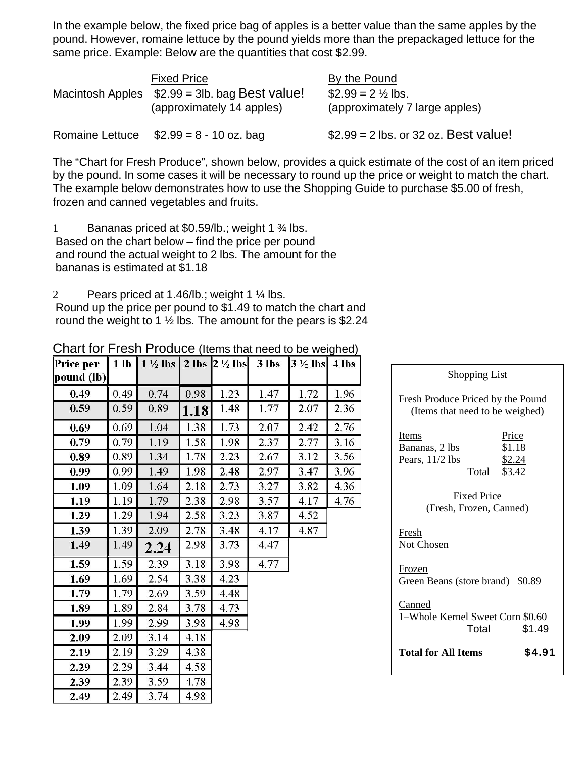In the example below, the fixed price bag of apples is a better value than the same apples by the pound. However, romaine lettuce by the pound yields more than the prepackaged lettuce for the same price. Example: Below are the quantities that cost $2.99.

| | Fixed Price | By the Pound |
|---|---|---|
| Macintosh Apples | $2.99 = 3lb. bag **Best value!** (approximately 14 apples) | $2.99 = 2 ½ lbs. (approximately 7 large apples) |
| Romaine Lettuce | $2.99 = 8 - 10 oz. bag | $2.99 = 2 lbs. or 32 oz. **Best value!** |

The "Chart for Fresh Produce", shown below, provides a quick estimate of the cost of an item priced by the pound. In some cases it will be necessary to round up the price or weight to match the chart. The example below demonstrates how to use the Shopping Guide to purchase $5.00 of fresh, frozen and canned vegetables and fruits.

1. Bananas priced at $0.59/lb.; weight 1 ¾ lbs. Based on the chart below – find the price per pound and round the actual weight to 2 lbs. The amount for the bananas is estimated at $1.18

2. Pears priced at 1.46/lb.; weight 1 ¼ lbs. Round up the price per pound to $1.49 to match the chart and round the weight to 1 ½ lbs. The amount for the pears is $2.24

## Chart for Fresh Produce (Items that need to be weighed)

| Price per pound (lb) | 1 lb | 1 ½ lbs | 2 lbs | 2 ½ lbs | 3 lbs | 3 ½ lbs | 4 lbs |
|---|---|---|---|---|---|---|---|
| 0.49 | 0.49 | 0.74 | 0.98 | 1.23 | 1.47 | 1.72 | 1.96 |
| 0.59 | 0.59 | 0.89 | **1.18** | 1.48 | 1.77 | 2.07 | 2.36 |
| 0.69 | 0.69 | 1.04 | 1.38 | 1.73 | 2.07 | 2.42 | 2.76 |
| 0.79 | 0.79 | 1.19 | 1.58 | 1.98 | 2.37 | 2.77 | 3.16 |
| 0.89 | 0.89 | 1.34 | 1.78 | 2.23 | 2.67 | 3.12 | 3.56 |
| 0.99 | 0.99 | 1.49 | 1.98 | 2.48 | 2.97 | 3.47 | 3.96 |
| 1.09 | 1.09 | 1.64 | 2.18 | 2.73 | 3.27 | 3.82 | 4.36 |
| 1.19 | 1.19 | 1.79 | 2.38 | 2.98 | 3.57 | 4.17 | 4.76 |
| 1.29 | 1.29 | 1.94 | 2.58 | 3.23 | 3.87 | 4.52 | |
| 1.39 | 1.39 | 2.09 | 2.78 | 3.48 | 4.17 | 4.87 | |
| 1.49 | 1.49 | **2.24** | 2.98 | 3.73 | 4.47 | | |
| 1.59 | 1.59 | 2.39 | 3.18 | 3.98 | 4.77 | | |
| 1.69 | 1.69 | 2.54 | 3.38 | 4.23 | | | |
| 1.79 | 1.79 | 2.69 | 3.59 | 4.48 | | | |
| 1.89 | 1.89 | 2.84 | 3.78 | 4.73 | | | |
| 1.99 | 1.99 | 2.99 | 3.98 | 4.98 | | | |
| 2.09 | 2.09 | 3.14 | 4.18 | | | | |
| 2.19 | 2.19 | 3.29 | 4.38 | | | | |
| 2.29 | 2.29 | 3.44 | 4.58 | | | | |
| 2.39 | 2.39 | 3.59 | 4.78 | | | | |
| 2.49 | 2.49 | 3.74 | 4.98 | | | | |

### Shopping List

Fresh Produce Priced by the Pound
(Items that need to be weighed)

| Items | Price |
|---|---|
| Bananas, 2 lbs | $1.18 |
| Pears, 11/2 lbs | $2.24 |
| Total | $3.42 |

Fixed Price
(Fresh, Frozen, Canned)

Fresh
Not Chosen

Frozen
Green Beans (store brand) $0.89

Canned
1–Whole Kernel Sweet Corn $0.60
Total $1.49

**Total for All Items $4.91**